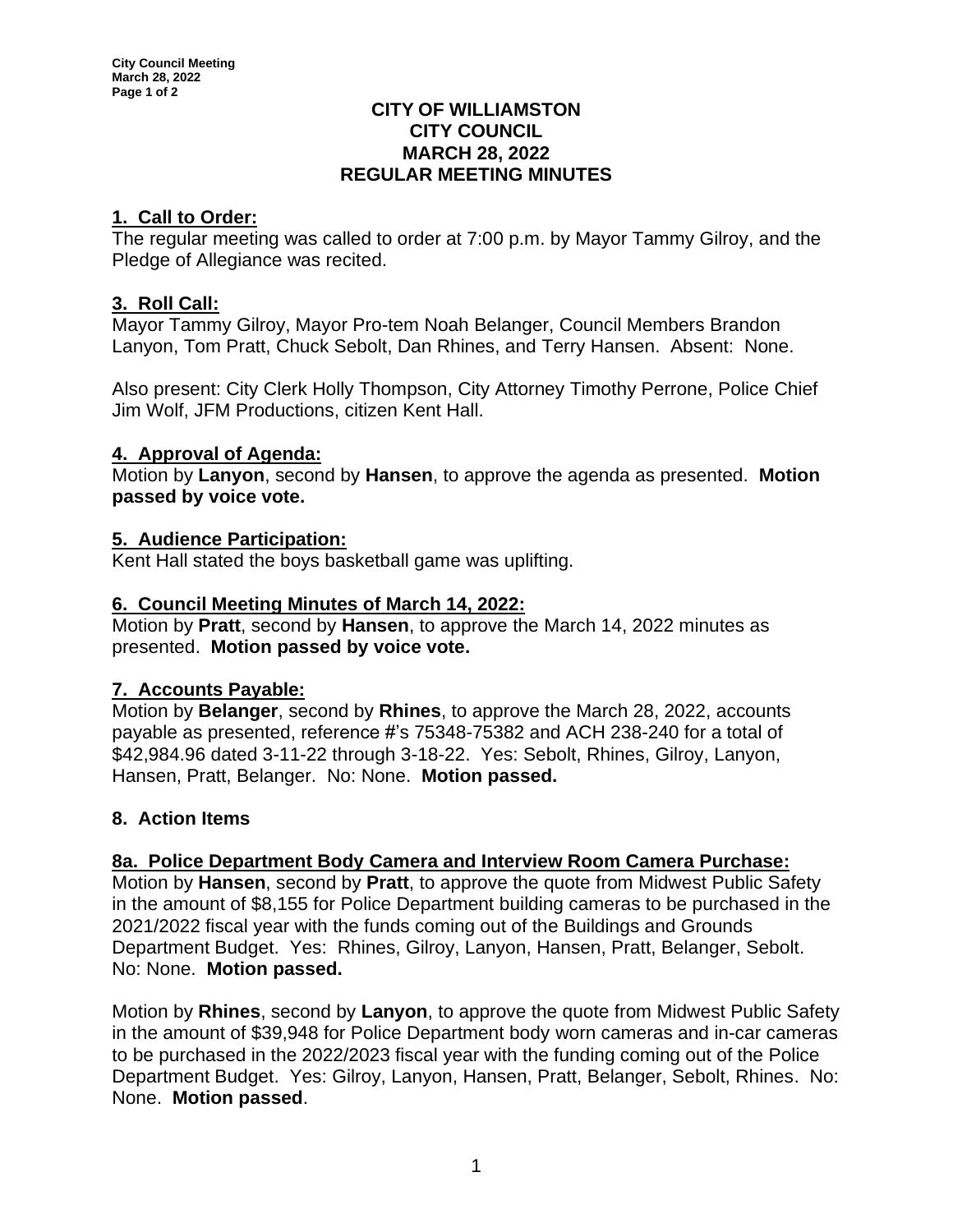# CITY OF WILLIAMSTON
# CITY COUNCIL
# MARCH 28, 2022
# REGULAR MEETING MINUTES

## 1. Call to Order:

The regular meeting was called to order at 7:00 p.m. by Mayor Tammy Gilroy, and the Pledge of Allegiance was recited.

## 3. Roll Call:

Mayor Tammy Gilroy, Mayor Pro-tem Noah Belanger, Council Members Brandon Lanyon, Tom Pratt, Chuck Sebolt, Dan Rhines, and Terry Hansen. Absent: None.

Also present: City Clerk Holly Thompson, City Attorney Timothy Perrone, Police Chief Jim Wolf, JFM Productions, citizen Kent Hall.

## 4. Approval of Agenda:

Motion by **Lanyon**, second by **Hansen**, to approve the agenda as presented. **Motion passed by voice vote.**

## 5. Audience Participation:

Kent Hall stated the boys basketball game was uplifting.

## 6. Council Meeting Minutes of March 14, 2022:

Motion by **Pratt**, second by **Hansen**, to approve the March 14, 2022 minutes as presented. **Motion passed by voice vote.**

## 7. Accounts Payable:

Motion by **Belanger**, second by **Rhines**, to approve the March 28, 2022, accounts payable as presented, reference #'s 75348-75382 and ACH 238-240 for a total of $42,984.96 dated 3-11-22 through 3-18-22. Yes: Sebolt, Rhines, Gilroy, Lanyon, Hansen, Pratt, Belanger. No: None. **Motion passed.**

## 8. Action Items

## 8a. Police Department Body Camera and Interview Room Camera Purchase:

Motion by **Hansen**, second by **Pratt**, to approve the quote from Midwest Public Safety in the amount of $8,155 for Police Department building cameras to be purchased in the 2021/2022 fiscal year with the funds coming out of the Buildings and Grounds Department Budget. Yes: Rhines, Gilroy, Lanyon, Hansen, Pratt, Belanger, Sebolt. No: None. **Motion passed.**

Motion by **Rhines**, second by **Lanyon**, to approve the quote from Midwest Public Safety in the amount of $39,948 for Police Department body worn cameras and in-car cameras to be purchased in the 2022/2023 fiscal year with the funding coming out of the Police Department Budget. Yes: Gilroy, Lanyon, Hansen, Pratt, Belanger, Sebolt, Rhines. No: None. **Motion passed**.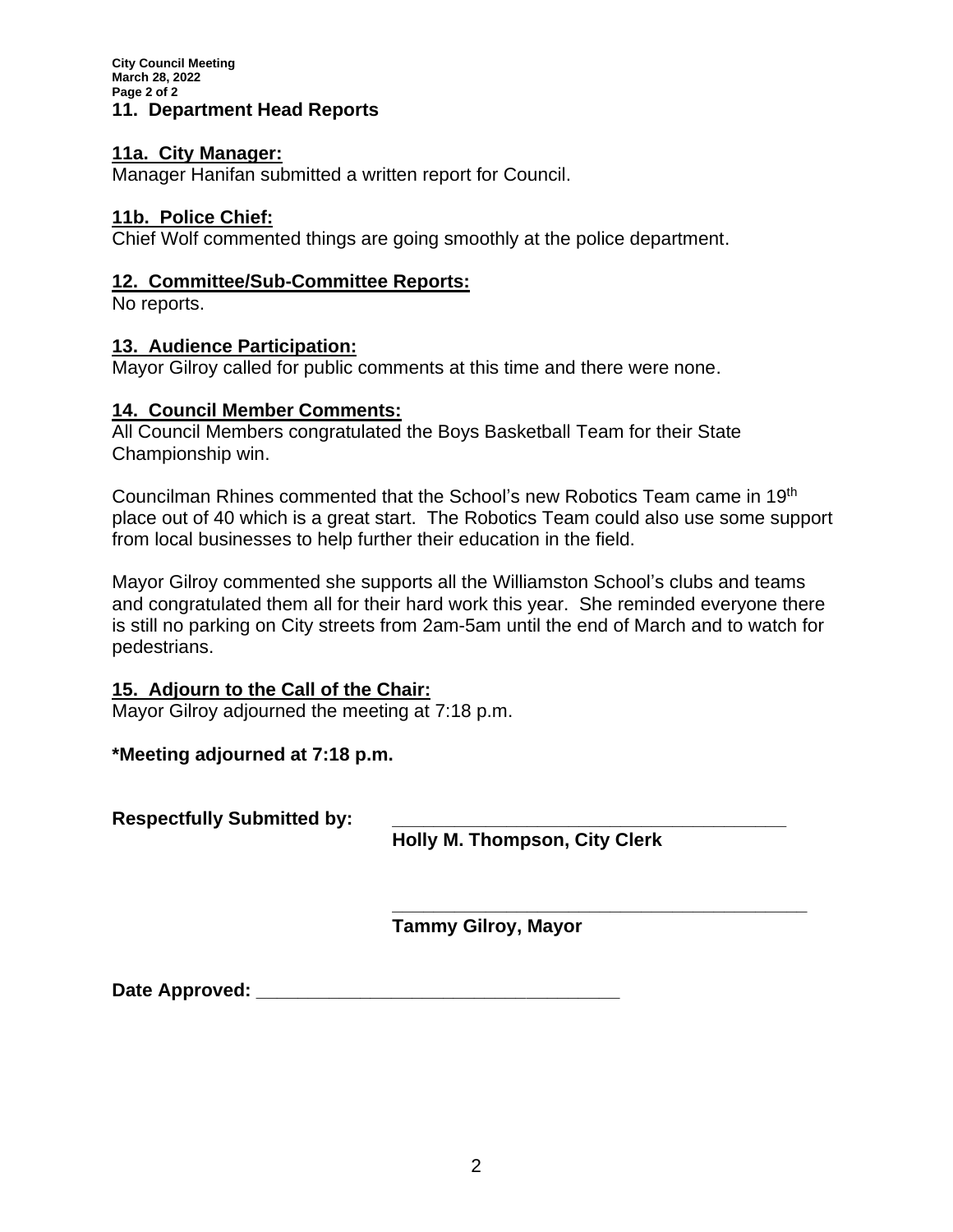## 11. Department Head Reports

### 11a. City Manager:

Manager Hanifan submitted a written report for Council.

### 11b. Police Chief:

Chief Wolf commented things are going smoothly at the police department.

## 12. Committee/Sub-Committee Reports:

No reports.

## 13. Audience Participation:

Mayor Gilroy called for public comments at this time and there were none.

## 14. Council Member Comments:

All Council Members congratulated the Boys Basketball Team for their State Championship win.

Councilman Rhines commented that the School's new Robotics Team came in 19th place out of 40 which is a great start. The Robotics Team could also use some support from local businesses to help further their education in the field.

Mayor Gilroy commented she supports all the Williamston School's clubs and teams and congratulated them all for their hard work this year. She reminded everyone there is still no parking on City streets from 2am-5am until the end of March and to watch for pedestrians.

## 15. Adjourn to the Call of the Chair:

Mayor Gilroy adjourned the meeting at 7:18 p.m.

**\*Meeting adjourned at 7:18 p.m.**

**Respectfully Submitted by:** ______________________________________

**Holly M. Thompson, City Clerk**

______________________________________

**Tammy Gilroy, Mayor**

**Date Approved:** ___________________________________